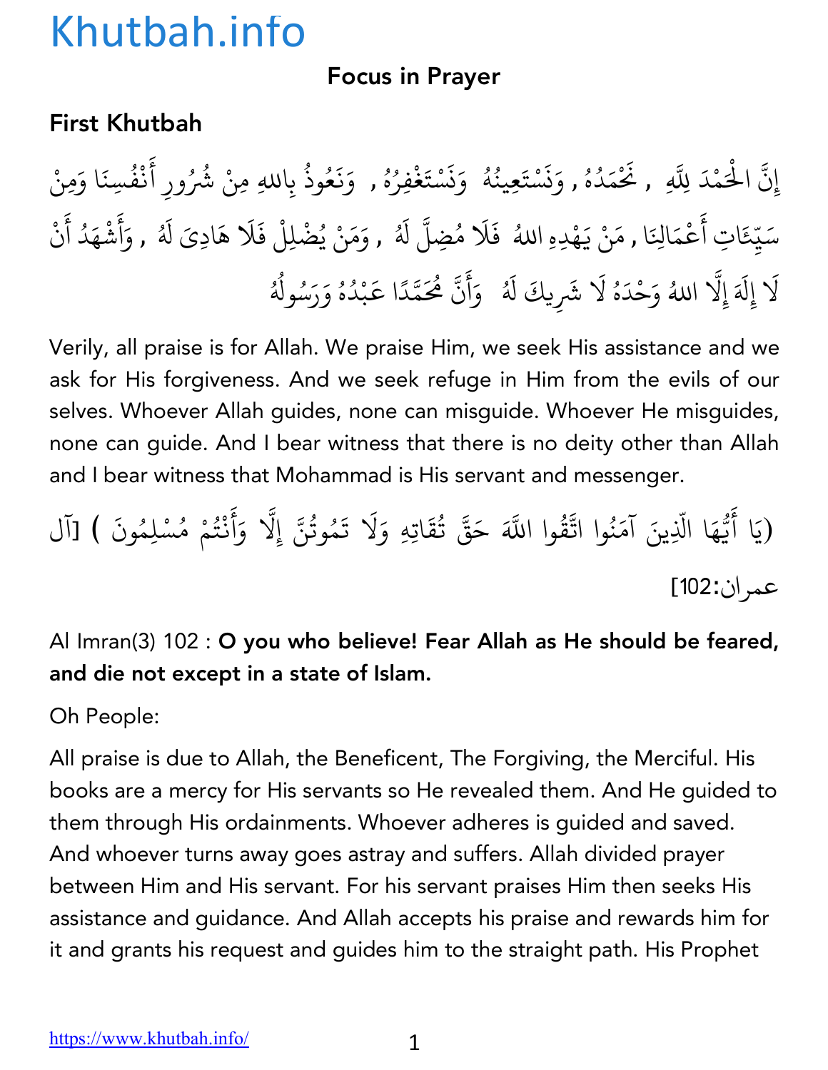# Khutbah.info

## Focus in Prayer

### First Khutbah

إِنَّ الْحَمْدَ لِلَّهِ , نَحْمَدُهُ , وَنَسْتَعِينُهُ وَنَسْتَغْفِرُهُ , وَنَعُوذُ بِاللهِ مِنْ شُرُورِ أَنْفُسِنَا وَمِنْ سَيِّئَاتِ أَعْمَالِنَا , مَنْ يَهْدِهِ اللهُ فَلَا مُضِلَّ لَهُ , وَمَنْ يُضْلِلْ فَلَا هَادِيَ لَهُ , وَأَشْهَدُ أَنْ لَا إِلَهَ إِلَّا اللهُ وَحْدَهُ لَا شَرِيكَ لَهُ وَأَنَّ مُحَمَّدًا عَبْدُهُ وَرَسُولُهُ

Verily, all praise is for Allah. We praise Him, we seek His assistance and we ask for His forgiveness. And we seek refuge in Him from the evils of our selves. Whoever Allah guides, none can misguide. Whoever He misguides, none can guide. And I bear witness that there is no deity other than Allah and I bear witness that Mohammad is His servant and messenger.

(يَا أَيُّهَا الَّذِينَ آمَنُوا اتَّقُوا اللَّهَ حَقَّ تُقَاتِهِ وَلَا تَمُوتُنَّ إِلَّا وَأَنْتُمْ مُسْلِمُونَ ) [آل عمران:102]

Al Imran(3) 102 : **O you who believe! Fear Allah as He should be feared, and die not except in a state of Islam.**

Oh People:

All praise is due to Allah, the Beneficent, The Forgiving, the Merciful. His books are a mercy for His servants so He revealed them. And He guided to them through His ordainments. Whoever adheres is guided and saved. And whoever turns away goes astray and suffers. Allah divided prayer between Him and His servant. For his servant praises Him then seeks His assistance and guidance. And Allah accepts his praise and rewards him for it and grants his request and guides him to the straight path. His Prophet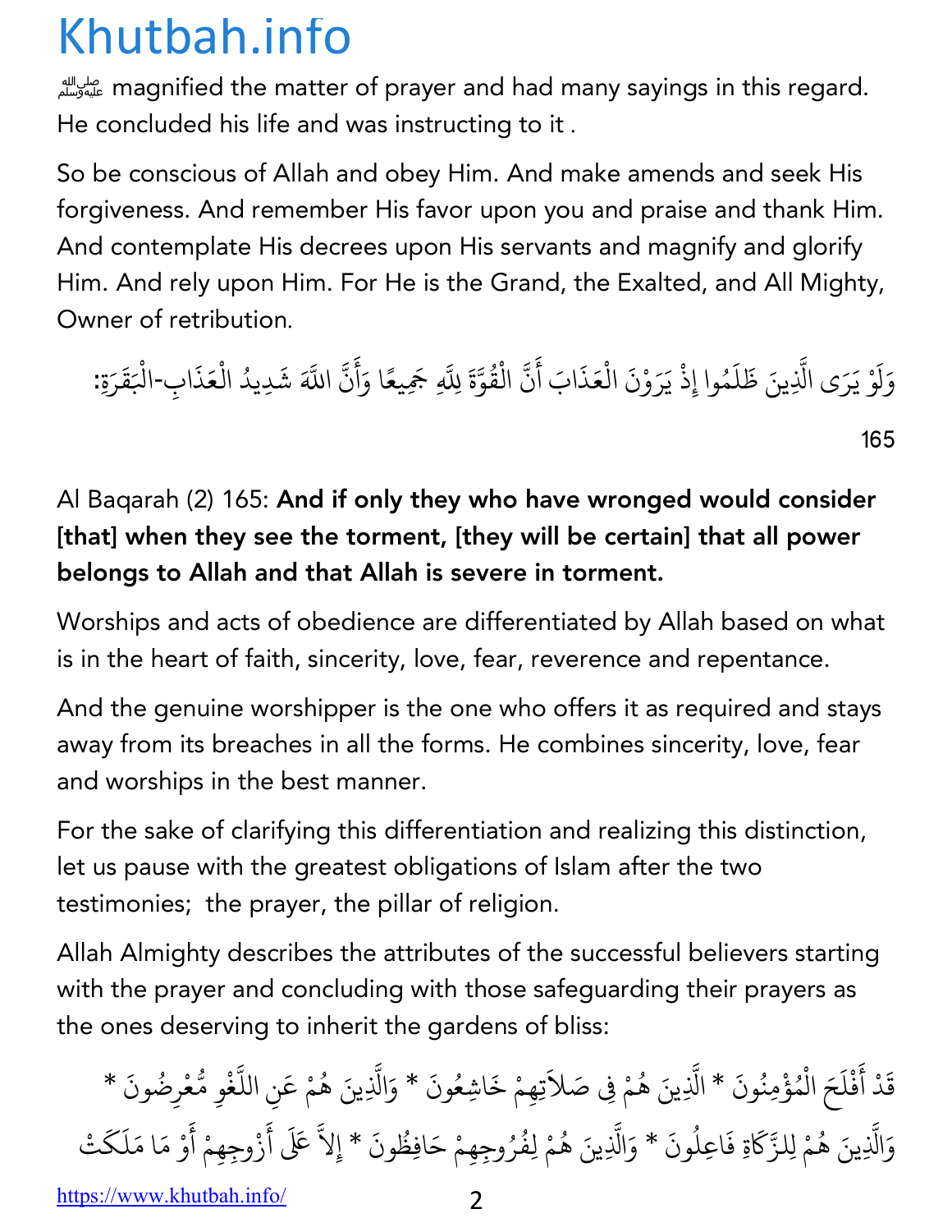ﷺ magnified the matter of prayer and had many sayings in this regard. He concluded his life and was instructing to it .

So be conscious of Allah and obey Him. And make amends and seek His forgiveness. And remember His favor upon you and praise and thank Him. And contemplate His decrees upon His servants and magnify and glorify Him. And rely upon Him. For He is the Grand, the Exalted, and All Mighty, Owner of retribution.

وَلَوْ يَرَى الَّذِينَ ظَلَمُوا إِذْ يَرَوْنَ الْعَذَابَ أَنَّ الْقُوَّةَ لِلَّهِ جَمِيعًا وَأَنَّ اللَّهَ شَدِيدُ الْعَذَابِ-الْبَقَرَةِ: 165

Al Baqarah (2) 165: **And if only they who have wronged would consider [that] when they see the torment, [they will be certain] that all power belongs to Allah and that Allah is severe in torment.**

Worships and acts of obedience are differentiated by Allah based on what is in the heart of faith, sincerity, love, fear, reverence and repentance.

And the genuine worshipper is the one who offers it as required and stays away from its breaches in all the forms. He combines sincerity, love, fear and worships in the best manner.

For the sake of clarifying this differentiation and realizing this distinction, let us pause with the greatest obligations of Islam after the two testimonies; the prayer, the pillar of religion.

Allah Almighty describes the attributes of the successful believers starting with the prayer and concluding with those safeguarding their prayers as the ones deserving to inherit the gardens of bliss:

قَدْ أَفْلَحَ الْمُؤْمِنُونَ * الَّذِينَ هُمْ فِي صَلاَتِهِمْ خَاشِعُونَ * وَالَّذِينَ هُمْ عَنِ اللَّغْوِ مُّعْرِضُونَ * وَالَّذِينَ هُمْ لِلزَّكَاةِ فَاعِلُونَ * وَالَّذِينَ هُمْ لِفُرُوجِهِمْ حَافِظُونَ * إِلاَّ عَلَى أَزْوجِهِمْ أَوْ مَا مَلَكَتْ

https://www.khutbah.info/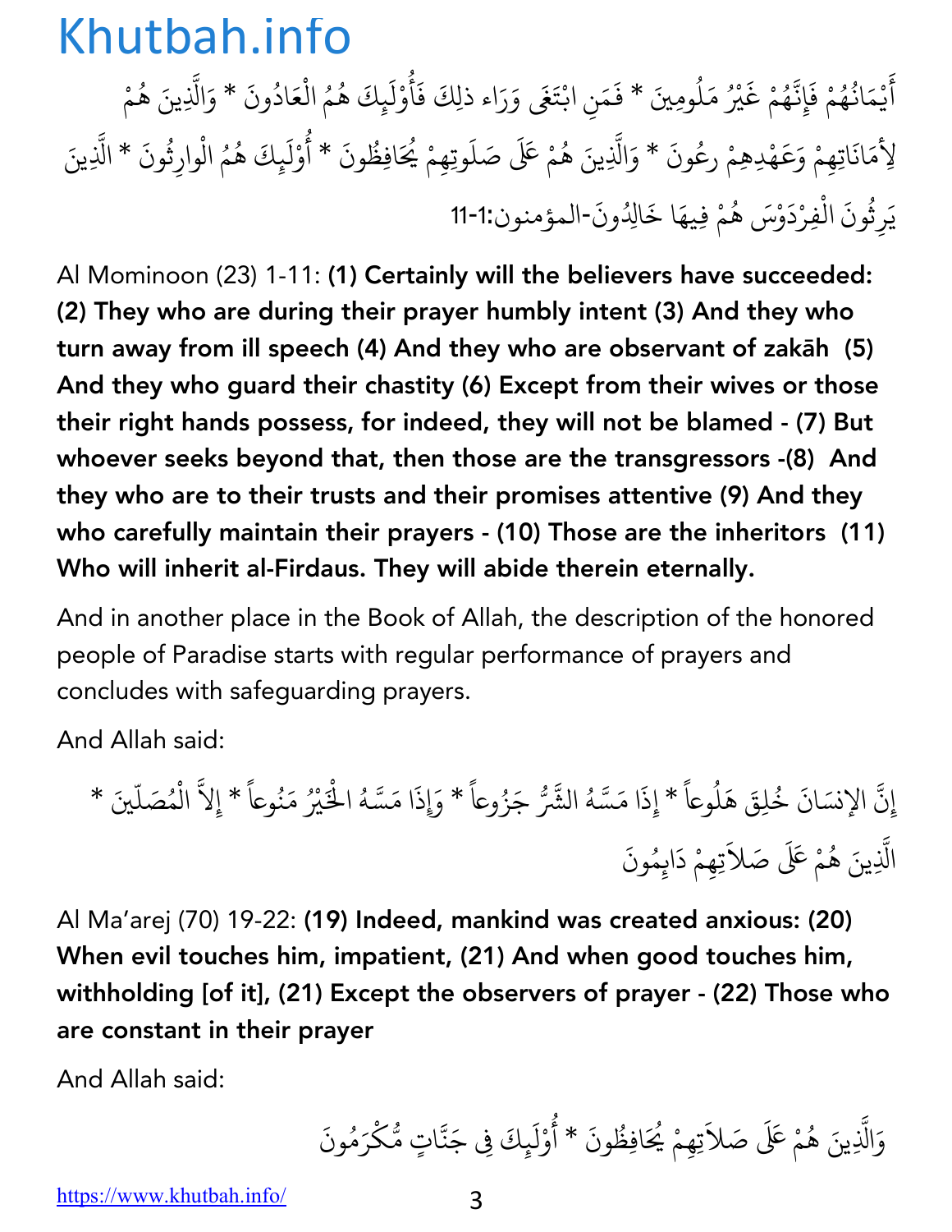أَيْمَانُهُمْ فَإِنَّهُمْ غَيْرُ مَلُومِينَ * فَمَنِ ابْتَغَى وَرَاء ذلِكَ فَأُوْلَئِكَ هُمُ الْعَادُونَ * وَالَّذِينَ هُمْ لِأَمَانَاتِهِمْ وَعَهْدِهِمْ رعُونَ * وَالَّذِينَ هُمْ عَلَى صَلَوتِهِمْ يُحَافِظُونَ * أُوْلَئِكَ هُمُ الْوارِثُونَ * الَّذِينَ يَرِثُونَ الْفِرْدَوْسَ هُمْ فِيهَا خَالِدُونَ-المؤمنون:1-11

Al Mominoon (23) 1-11: **(1) Certainly will the believers have succeeded: (2) They who are during their prayer humbly intent (3) And they who turn away from ill speech (4) And they who are observant of zakāh (5) And they who guard their chastity (6) Except from their wives or those their right hands possess, for indeed, they will not be blamed - (7) But whoever seeks beyond that, then those are the transgressors -(8) And they who are to their trusts and their promises attentive (9) And they who carefully maintain their prayers - (10) Those are the inheritors (11) Who will inherit al-Firdaus. They will abide therein eternally.**

And in another place in the Book of Allah, the description of the honored people of Paradise starts with regular performance of prayers and concludes with safeguarding prayers.

And Allah said:

إِنَّ الإنسَانَ خُلِقَ هَلُوعاً * إِذَا مَسَّهُ الشَّرُّ جَزُوعاً * وَإِذَا مَسَّهُ الْخَيْرُ مَنُوعاً * إِلاَّ الْمُصَلِّينَ * الَّذِينَ هُمْ عَلَى صَلاَتِهِمْ دَائِمُونَ

Al Ma'arej (70) 19-22: **(19) Indeed, mankind was created anxious: (20) When evil touches him, impatient, (21) And when good touches him, withholding [of it], (21) Except the observers of prayer - (22) Those who are constant in their prayer**

And Allah said:

وَالَّذِينَ هُمْ عَلَى صَلاَتِهِمْ يُحَافِظُونَ * أُوْلَئِكَ فِي جَنَّاتٍ مُّكْرَمُونَ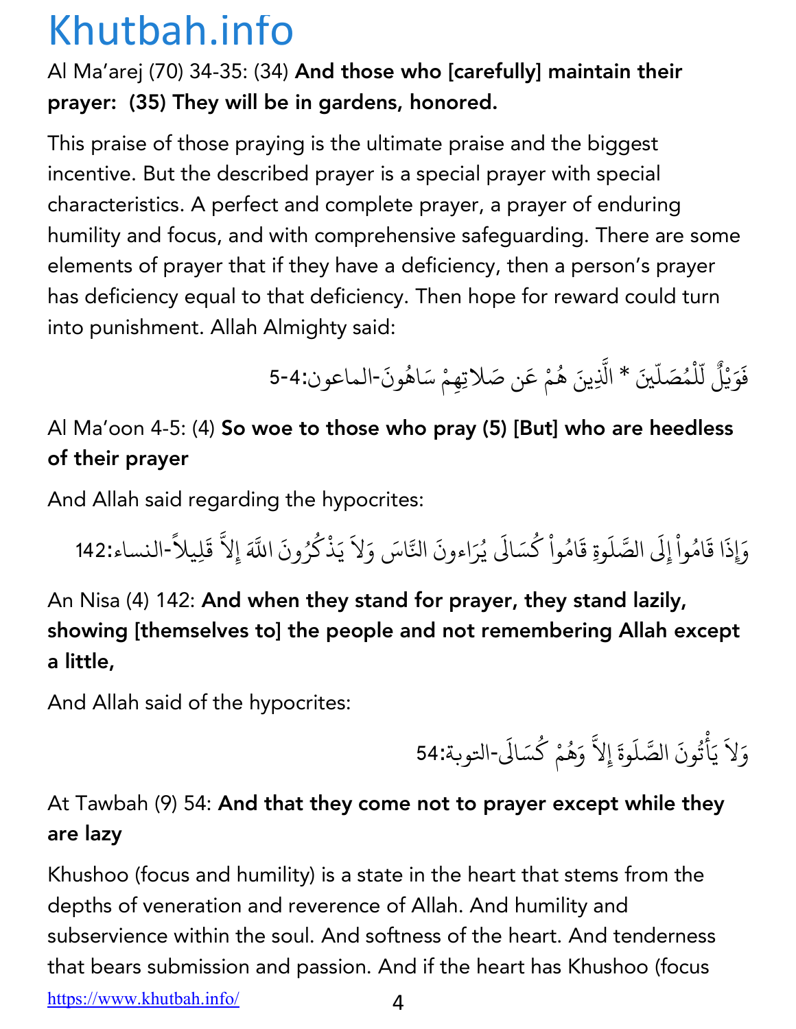Al Ma'arej (70) 34-35: (34) **And those who [carefully] maintain their prayer: (35) They will be in gardens, honored.**

This praise of those praying is the ultimate praise and the biggest incentive. But the described prayer is a special prayer with special characteristics. A perfect and complete prayer, a prayer of enduring humility and focus, and with comprehensive safeguarding. There are some elements of prayer that if they have a deficiency, then a person's prayer has deficiency equal to that deficiency. Then hope for reward could turn into punishment. Allah Almighty said:

فَوَيْلٌ لِّلْمُصَلِّينَ * الَّذِينَ هُمْ عَن صَلاتِهِمْ سَاهُونَ-الماعون:4-5

Al Ma'oon 4-5: (4) **So woe to those who pray (5) [But] who are heedless of their prayer**

And Allah said regarding the hypocrites:

وَإِذَا قَامُواْ إِلَى الصَّلَوةِ قَامُواْ كُسَالَى يُرَاءونَ النَّاسَ وَلاَ يَذْكُرُونَ اللَّهَ إِلاَّ قَلِيلاً-النساء:142

An Nisa (4) 142: **And when they stand for prayer, they stand lazily, showing [themselves to] the people and not remembering Allah except a little,**

And Allah said of the hypocrites:

وَلاَ يَأْتُونَ الصَّلَوةَ إِلاَّ وَهُمْ كُسَالَى-التوبة:54

At Tawbah (9) 54: **And that they come not to prayer except while they are lazy**

Khushoo (focus and humility) is a state in the heart that stems from the depths of veneration and reverence of Allah. And humility and subservience within the soul. And softness of the heart. And tenderness that bears submission and passion. And if the heart has Khushoo (focus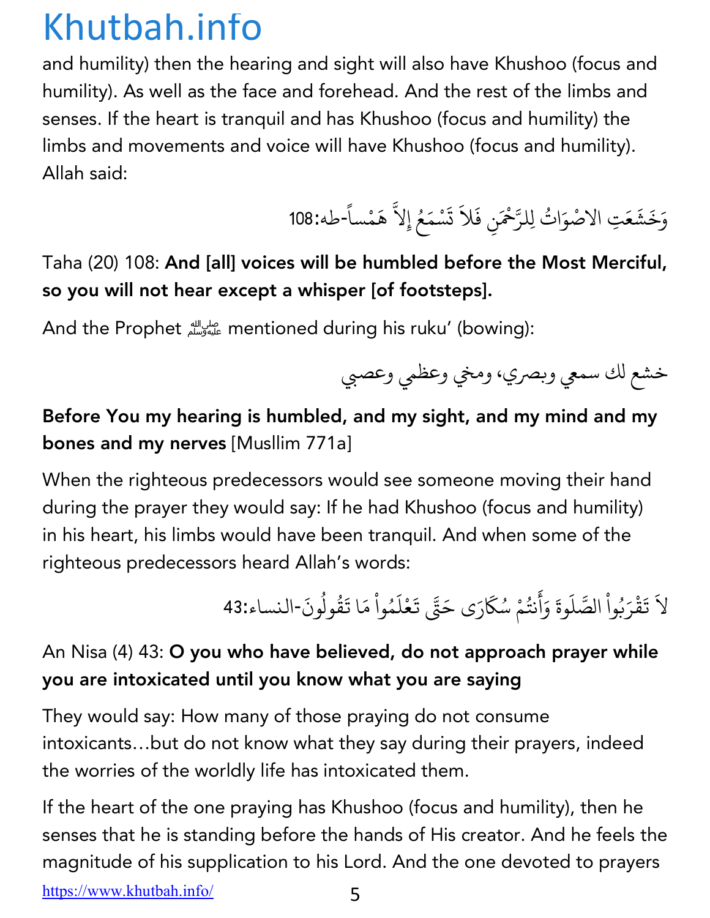and humility) then the hearing and sight will also have Khushoo (focus and humility). As well as the face and forehead. And the rest of the limbs and senses. If the heart is tranquil and has Khushoo (focus and humility) the limbs and movements and voice will have Khushoo (focus and humility). Allah said:

وَخَشَعَتِ الاصْوَاتُ لِلرَّحْمَنِ فَلاَ تَسْمَعُ إِلاَّ هَمْساً-طه:108

Taha (20) 108: **And [all] voices will be humbled before the Most Merciful, so you will not hear except a whisper [of footsteps].**

And the Prophet ﷺ mentioned during his ruku' (bowing):

خشع لك سمعي وبصري، ومخي وعظمي وعصبي

**Before You my hearing is humbled, and my sight, and my mind and my bones and my nerves** [Musllim 771a]

When the righteous predecessors would see someone moving their hand during the prayer they would say: If he had Khushoo (focus and humility) in his heart, his limbs would have been tranquil. And when some of the righteous predecessors heard Allah's words:

لاَ تَقْرَبُواْ الصَّلَوةَ وَأَنتُمْ سُكَارَى حَتَّى تَعْلَمُواْ مَا تَقُولُونَ-النساء:43

An Nisa (4) 43: **O you who have believed, do not approach prayer while you are intoxicated until you know what you are saying**

They would say: How many of those praying do not consume intoxicants…but do not know what they say during their prayers, indeed the worries of the worldly life has intoxicated them.

If the heart of the one praying has Khushoo (focus and humility), then he senses that he is standing before the hands of His creator. And he feels the magnitude of his supplication to his Lord. And the one devoted to prayers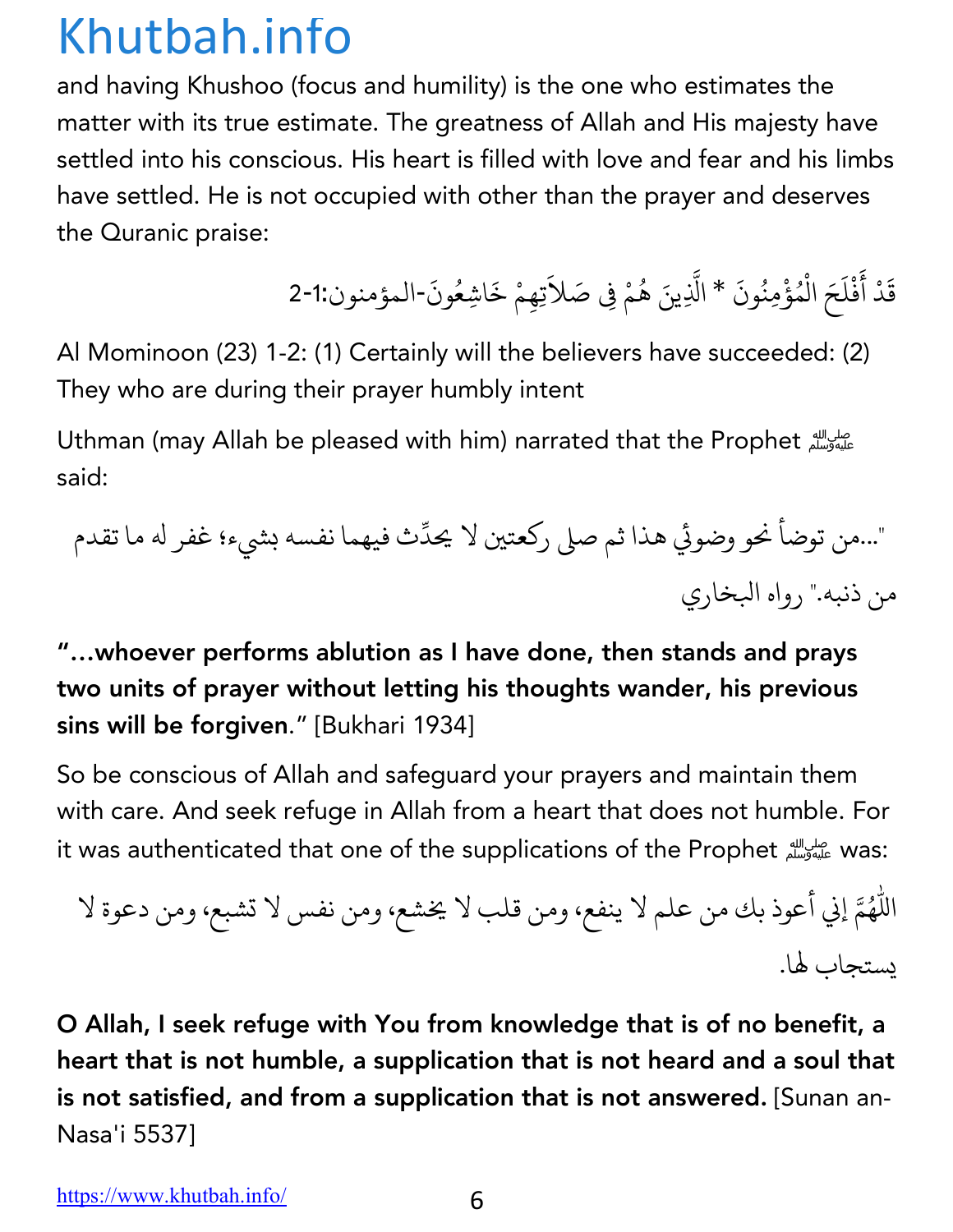and having Khushoo (focus and humility) is the one who estimates the matter with its true estimate. The greatness of Allah and His majesty have settled into his conscious. His heart is filled with love and fear and his limbs have settled. He is not occupied with other than the prayer and deserves the Quranic praise:

قَدْ أَفْلَحَ الْمُؤْمِنُونَ * الَّذِينَ هُمْ فِي صَلاَتِهِمْ خَاشِعُونَ-المؤمنون:1-2

Al Mominoon (23) 1-2: (1) Certainly will the believers have succeeded: (2) They who are during their prayer humbly intent

Uthman (may Allah be pleased with him) narrated that the Prophet ﷺ said:

"...من توضأ نحو وضوئي هذا ثم صلى ركعتين لا يحدِّث فيهما نفسه بشيء؛ غفر له ما تقدم من ذنبه." رواه البخاري

**"...whoever performs ablution as I have done, then stands and prays two units of prayer without letting his thoughts wander, his previous sins will be forgiven**." [Bukhari 1934]

So be conscious of Allah and safeguard your prayers and maintain them with care. And seek refuge in Allah from a heart that does not humble. For it was authenticated that one of the supplications of the Prophet ﷺ was:

اللَّهُمَّ إني أعوذ بك من علم لا ينفع، ومن قلب لا يخشع، ومن نفس لا تشبع، ومن دعوة لا يستجاب لها.

**O Allah, I seek refuge with You from knowledge that is of no benefit, a heart that is not humble, a supplication that is not heard and a soul that is not satisfied, and from a supplication that is not answered.** [Sunan an-Nasa'i 5537]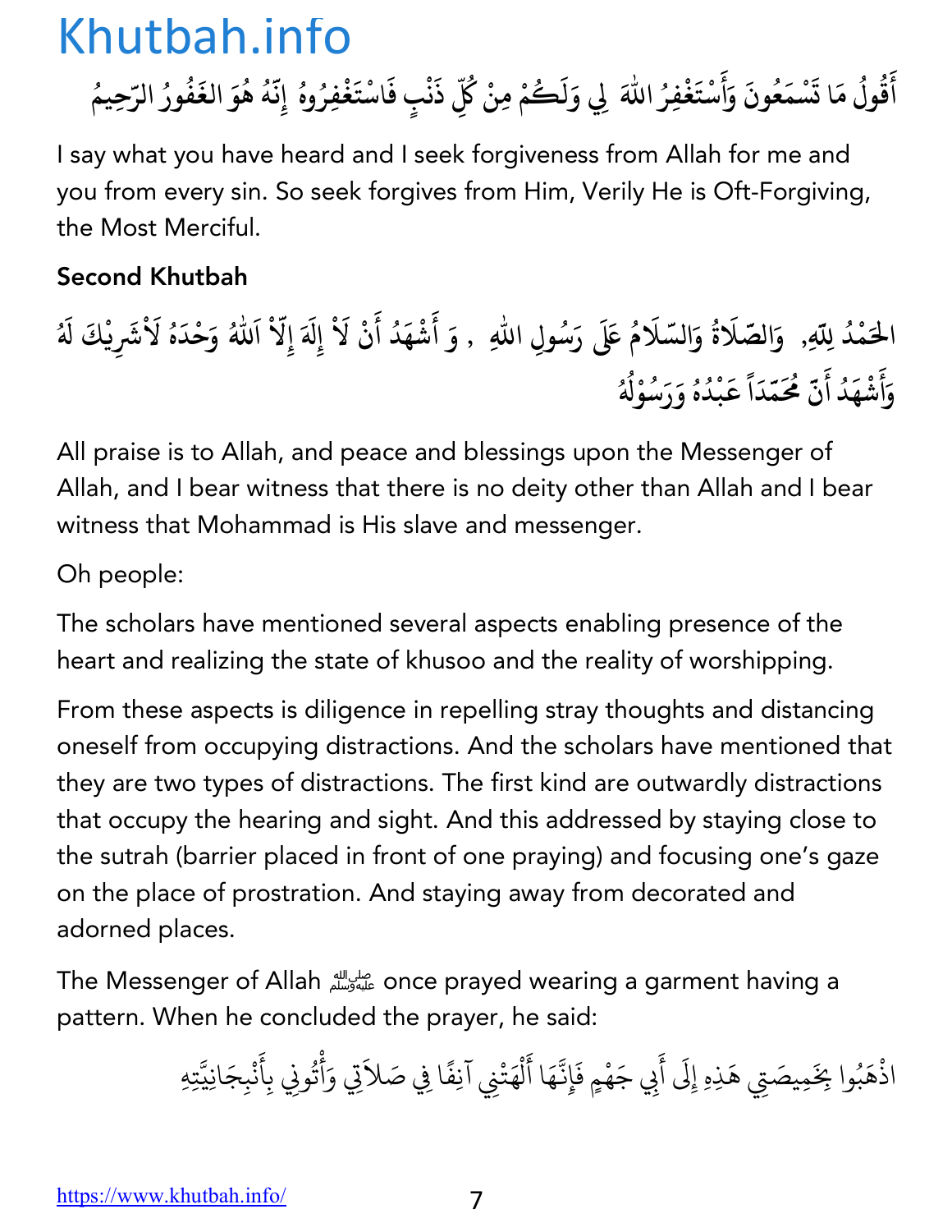أَقُولُ مَا تَسْمَعُونَ وَأَسْتَغْفِرُ اللهَ لِي وَلَكُمْ مِنْ كُلِّ ذَنْبٍ فَاسْتَغْفِرُوهُ إِنَّهُ هُوَ الغَفُورُ الرَّحِيمُ

I say what you have heard and I seek forgiveness from Allah for me and you from every sin. So seek forgives from Him, Verily He is Oft-Forgiving, the Most Merciful.

**Second Khutbah**

الحَمْدُ لِلّهِ, وَالصَّلَاةُ وَالسّلَامُ عَلَى رَسُولِ اللهِ , وَ أَشْهَدُ أَنْ لَاْ إِلَهَ إِلّاْ اَللّهُ وَحْدَهُ لَاْشَرِيْكَ لَهُ وَأَشْهَدُ أَنّ مُحَمّدَاً عَبْدُهُ وَرَسُوْلُهُ

All praise is to Allah, and peace and blessings upon the Messenger of Allah, and I bear witness that there is no deity other than Allah and I bear witness that Mohammad is His slave and messenger.

Oh people:

The scholars have mentioned several aspects enabling presence of the heart and realizing the state of khusoo and the reality of worshipping.

From these aspects is diligence in repelling stray thoughts and distancing oneself from occupying distractions. And the scholars have mentioned that they are two types of distractions. The first kind are outwardly distractions that occupy the hearing and sight. And this addressed by staying close to the sutrah (barrier placed in front of one praying) and focusing one's gaze on the place of prostration. And staying away from decorated and adorned places.

The Messenger of Allah ﷺ once prayed wearing a garment having a pattern. When he concluded the prayer, he said:

اذْهَبُوا بِخَمِيصَتِي هَذِهِ إِلَى أَبِي جَهْمٍ فَإِنَّهَا أَلْهَتْنِي آنِفًا فِي صَلاَتِي وَأْتُونِي بِأَنْبِجَانِيَّتِهِ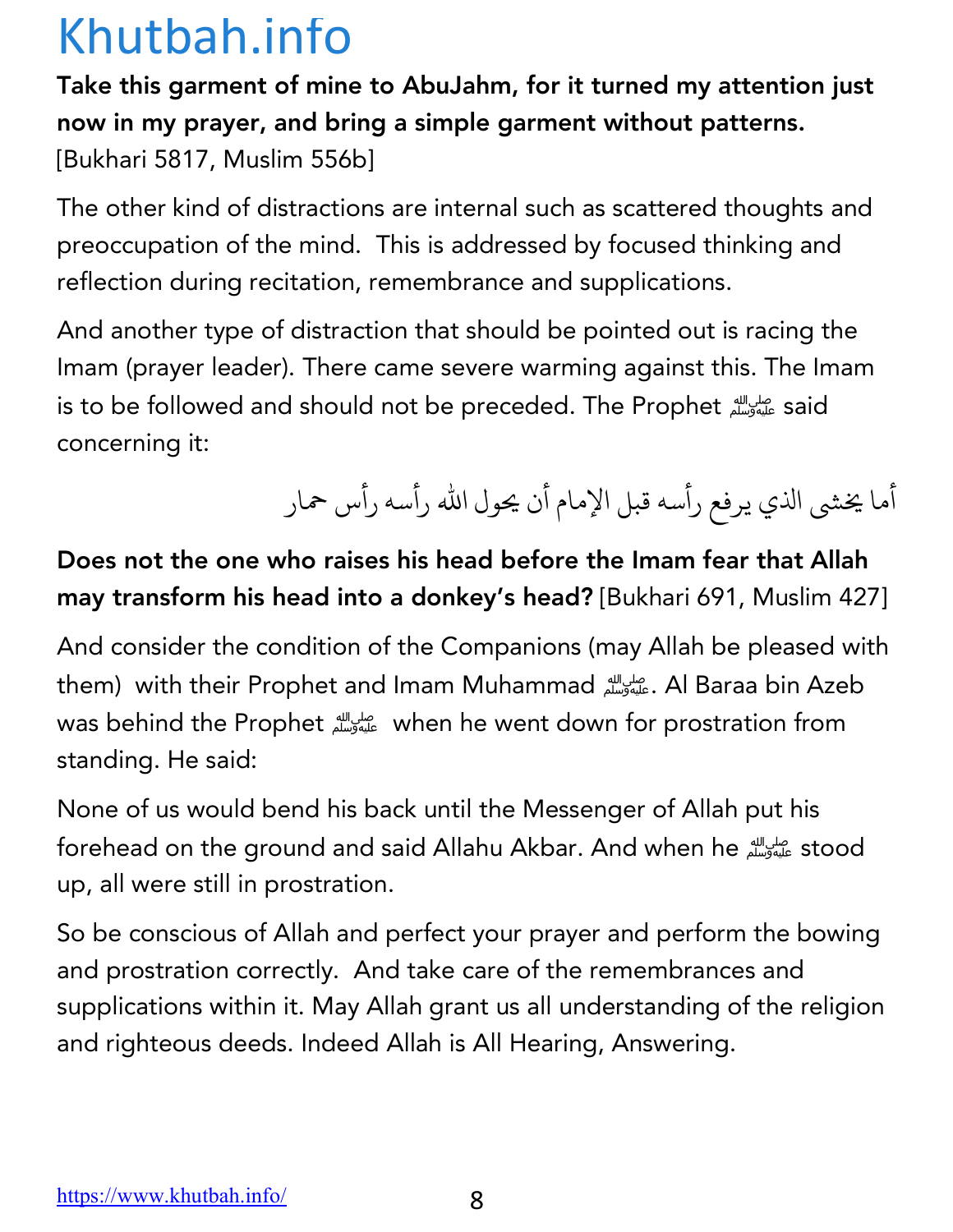**Take this garment of mine to AbuJahm, for it turned my attention just now in my prayer, and bring a simple garment without patterns.** [Bukhari 5817, Muslim 556b]

The other kind of distractions are internal such as scattered thoughts and preoccupation of the mind. This is addressed by focused thinking and reflection during recitation, remembrance and supplications.

And another type of distraction that should be pointed out is racing the Imam (prayer leader). There came severe warming against this. The Imam is to be followed and should not be preceded. The Prophet ﷺ said concerning it:

أما يخشى الذي يرفع رأسه قبل الإمام أن يحول الله رأسه رأس حمار

**Does not the one who raises his head before the Imam fear that Allah may transform his head into a donkey's head?** [Bukhari 691, Muslim 427]

And consider the condition of the Companions (may Allah be pleased with them) with their Prophet and Imam Muhammad ﷺ. Al Baraa bin Azeb was behind the Prophet ﷺ when he went down for prostration from standing. He said:

None of us would bend his back until the Messenger of Allah put his forehead on the ground and said Allahu Akbar. And when he ﷺ stood up, all were still in prostration.

So be conscious of Allah and perfect your prayer and perform the bowing and prostration correctly. And take care of the remembrances and supplications within it. May Allah grant us all understanding of the religion and righteous deeds. Indeed Allah is All Hearing, Answering.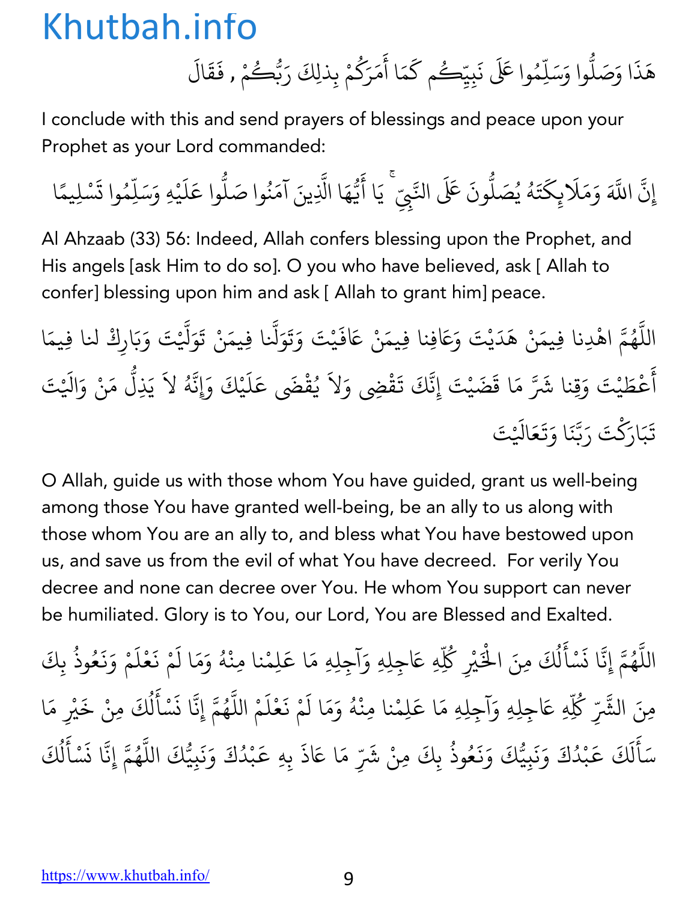هَذَا وَصَلُّوا وَسَلِّمُوا عَلَى نَبِيِّكُم كَمَا أَمَرَكُمْ بِذلِكَ رَبُّكُمْ , فَقَالَ

I conclude with this and send prayers of blessings and peace upon your Prophet as your Lord commanded:

إِنَّ اللَّهَ وَمَلَائِكَتَهُ يُصَلُّونَ عَلَى النَّبِيِّ ۚ يَا أَيُّهَا الَّذِينَ آمَنُوا صَلُّوا عَلَيْهِ وَسَلِّمُوا تَسْلِيمًا

Al Ahzaab (33) 56: Indeed, Allah confers blessing upon the Prophet, and His angels [ask Him to do so]. O you who have believed, ask [ Allah to confer] blessing upon him and ask [ Allah to grant him] peace.

اللَّهُمَّ اهْدِنا فِيمَنْ هَدَيْتَ وَعَافِنا فِيمَنْ عَافَيْتَ وَتَوَلَّنا فِيمَنْ تَوَلَّيْتَ وَبَارِكْ لنا فِيمَا أَعْطَيْتَ وَقِنا شَرَّ مَا قَضَيْتَ إِنَّكَ تَقْضِي وَلاَ يُقْضَى عَلَيْكَ وَإِنَّهُ لاَ يَذِلُّ مَنْ وَالَيْتَ تَبَارَكْتَ رَبَّنَا وَتَعَالَيْتَ

O Allah, guide us with those whom You have guided, grant us well-being among those You have granted well-being, be an ally to us along with those whom You are an ally to, and bless what You have bestowed upon us, and save us from the evil of what You have decreed. For verily You decree and none can decree over You. He whom You support can never be humiliated. Glory is to You, our Lord, You are Blessed and Exalted.

اللَّهُمَّ إِنَّا نَسْأَلُكَ مِنَ الْخَيْرِ كُلِّهِ عَاجِلِهِ وَآجِلِهِ مَا عَلِمْنا مِنْهُ وَمَا لَمْ نَعْلَمْ وَنَعُوذُ بِكَ مِنَ الشَّرِّ كُلِّهِ عَاجِلِهِ وَآجِلِهِ مَا عَلِمْنا مِنْهُ وَمَا لَمْ نَعْلَمْ اللَّهُمَّ إِنَّا نَسْأَلُكَ مِنْ خَيْرِ مَا سَأَلَكَ عَبْدُكَ وَنَبِيُّكَ وَنَعُوذُ بِكَ مِنْ شَرِّ مَا عَاذَ بِهِ عَبْدُكَ وَنَبِيُّكَ اللَّهُمَّ إِنَّا نَسْأَلُكَ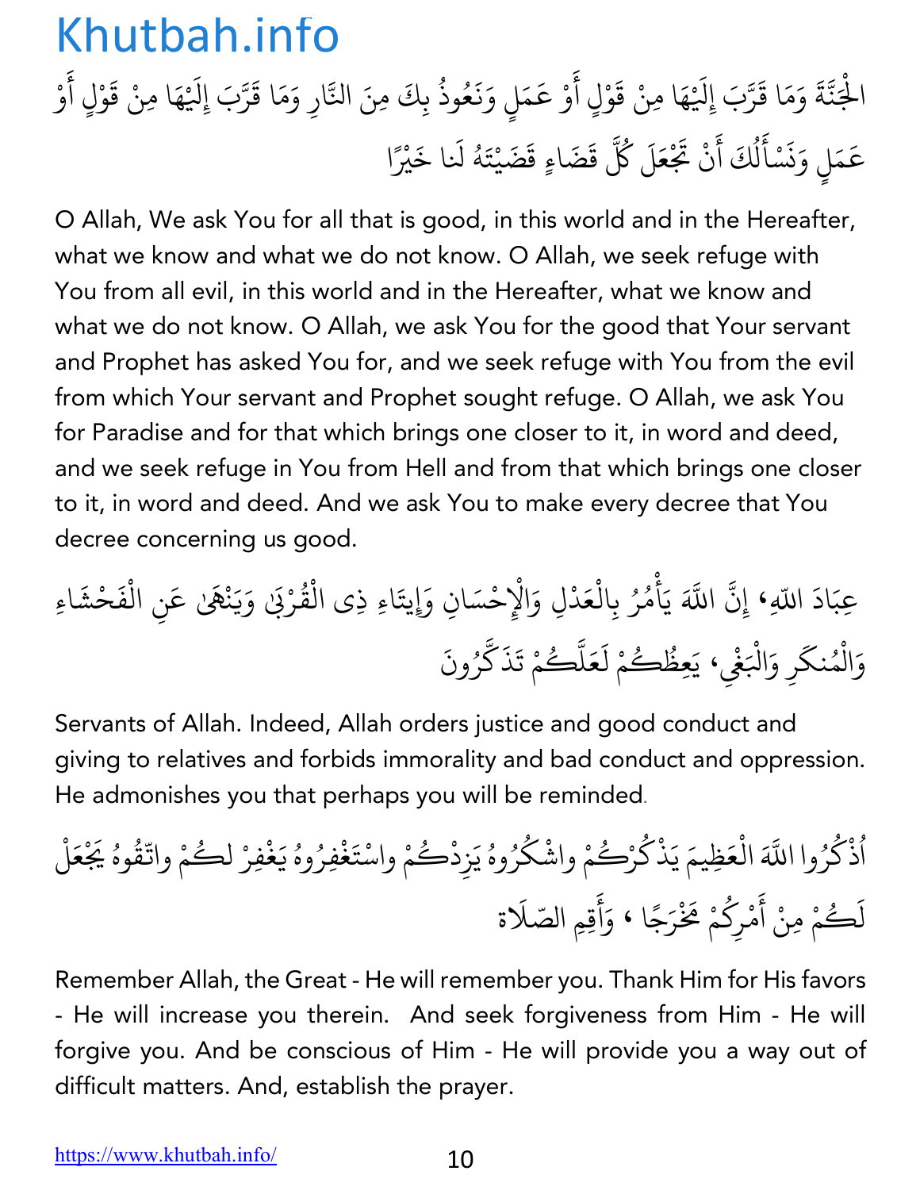الْجَنَّةَ وَمَا قَرَّبَ إِلَيْهَا مِنْ قَوْلٍ أَوْ عَمَلٍ وَنَعُوذُ بِكَ مِنَ النَّارِ وَمَا قَرَّبَ إِلَيْهَا مِنْ قَوْلٍ أَوْ عَمَلٍ وَنَسْأَلُكَ أَنْ تَجْعَلَ كُلَّ قَضَاءٍ قَضَيْتَهُ لَنا خَيْرًا

O Allah, We ask You for all that is good, in this world and in the Hereafter, what we know and what we do not know. O Allah, we seek refuge with You from all evil, in this world and in the Hereafter, what we know and what we do not know. O Allah, we ask You for the good that Your servant and Prophet has asked You for, and we seek refuge with You from the evil from which Your servant and Prophet sought refuge. O Allah, we ask You for Paradise and for that which brings one closer to it, in word and deed, and we seek refuge in You from Hell and from that which brings one closer to it, in word and deed. And we ask You to make every decree that You decree concerning us good.

عِبَادَ اللهِ، إِنَّ اللَّهَ يَأْمُرُ بِالْعَدْلِ وَالْإِحْسَانِ وَإِيتَاءِ ذِى الْقُرْبَىٰ وَيَنْهَىٰ عَنِ الْفَحْشَاءِ وَالْمُنكَرِ وَالْبَغْيِ، يَعِظُكُمْ لَعَلَّكُمْ تَذَكَّرُونَ

Servants of Allah. Indeed, Allah orders justice and good conduct and giving to relatives and forbids immorality and bad conduct and oppression. He admonishes you that perhaps you will be reminded.

أُذْكُرُوا اللَّهَ الْعَظِيمَ يَذْكُرْكُمْ واشْكُرُوهُ يَزِدْكُمْ واسْتَغْفِرُوهُ يَغْفِرْ لكُمْ واتّقُوهُ يَجْعَلْ لَكُمْ مِنْ أَمْرِكُمْ مَخْرَجًا ، وَأَقِمِ الصّلَاة

Remember Allah, the Great - He will remember you. Thank Him for His favors - He will increase you therein. And seek forgiveness from Him - He will forgive you. And be conscious of Him - He will provide you a way out of difficult matters. And, establish the prayer.